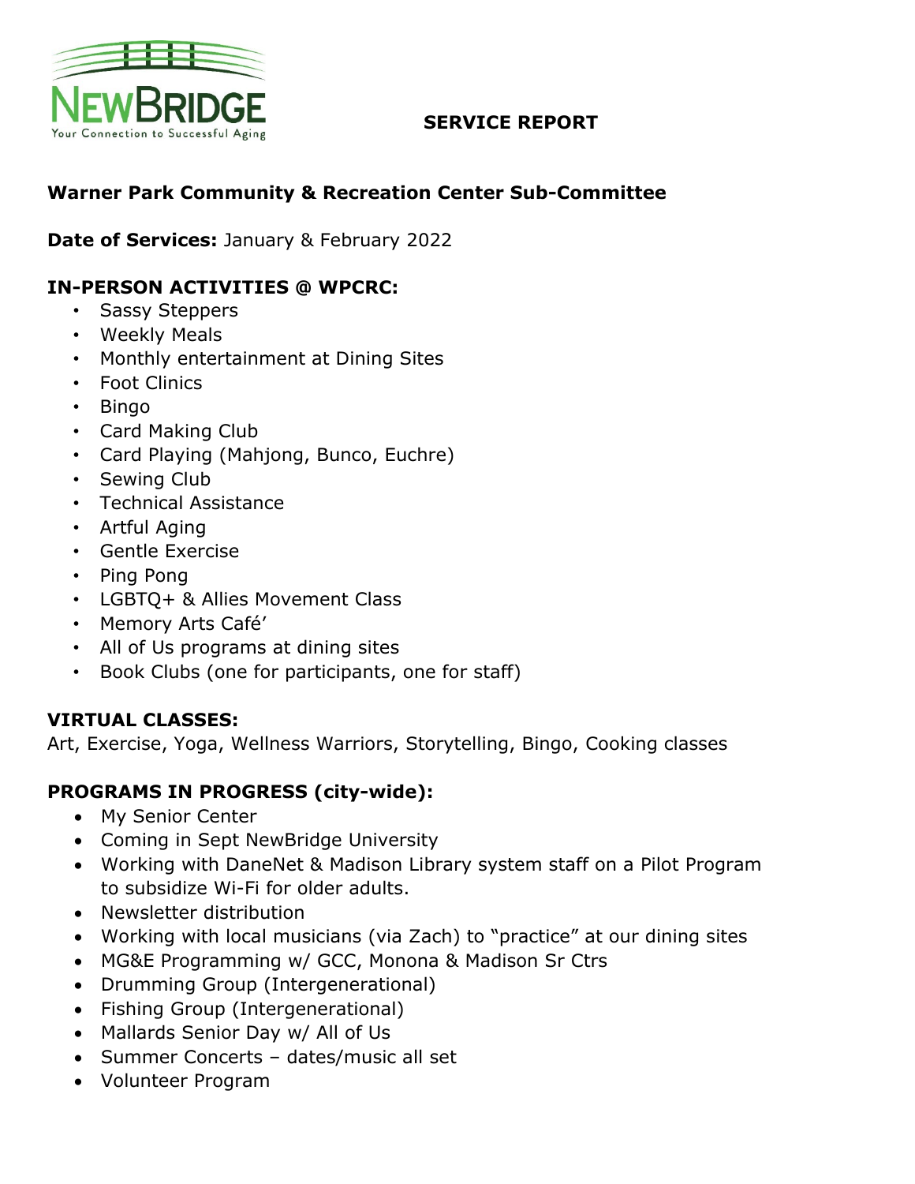NEWBRIDGE
Your Connection to Successful Aging

**SERVICE REPORT**

**Warner Park Community & Recreation Center Sub-Committee**

**Date of Services:** January & February 2022

**IN-PERSON ACTIVITIES @ WPCRC:**

- Sassy Steppers
- Weekly Meals
- Monthly entertainment at Dining Sites
- Foot Clinics
- Bingo
- Card Making Club
- Card Playing (Mahjong, Bunco, Euchre)
- Sewing Club
- Technical Assistance
- Artful Aging
- Gentle Exercise
- Ping Pong
- LGBTQ+ & Allies Movement Class
- Memory Arts Café'
- All of Us programs at dining sites
- Book Clubs (one for participants, one for staff)

**VIRTUAL CLASSES:**

Art, Exercise, Yoga, Wellness Warriors, Storytelling, Bingo, Cooking classes

**PROGRAMS IN PROGRESS (city-wide):**

- My Senior Center
- Coming in Sept NewBridge University
- Working with DaneNet & Madison Library system staff on a Pilot Program to subsidize Wi-Fi for older adults.
- Newsletter distribution
- Working with local musicians (via Zach) to "practice" at our dining sites
- MG&E Programming w/ GCC, Monona & Madison Sr Ctrs
- Drumming Group (Intergenerational)
- Fishing Group (Intergenerational)
- Mallards Senior Day w/ All of Us
- Summer Concerts – dates/music all set
- Volunteer Program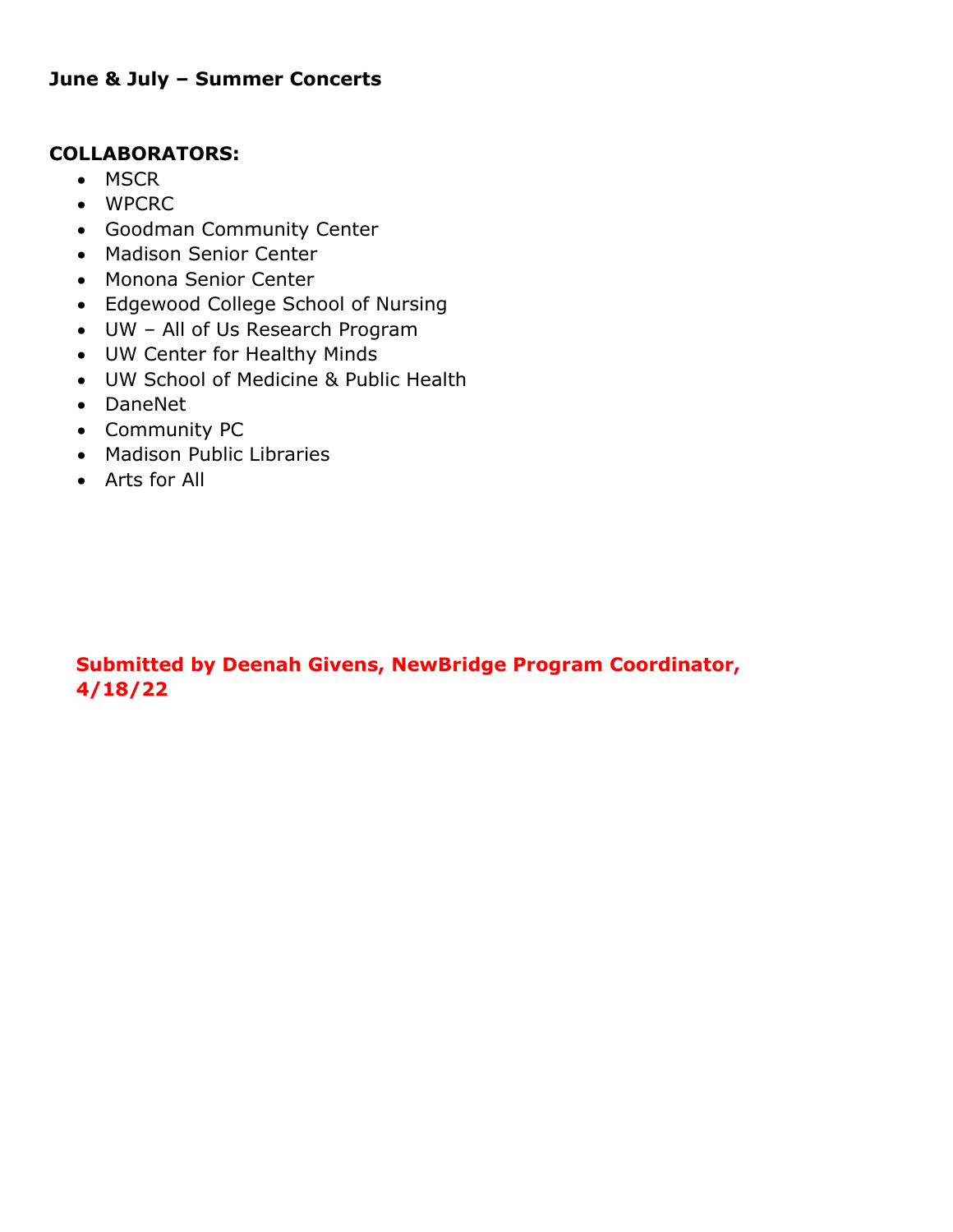**June & July – Summer Concerts**

**COLLABORATORS:**

- MSCR
- WPCRC
- Goodman Community Center
- Madison Senior Center
- Monona Senior Center
- Edgewood College School of Nursing
- UW – All of Us Research Program
- UW Center for Healthy Minds
- UW School of Medicine & Public Health
- DaneNet
- Community PC
- Madison Public Libraries
- Arts for All

**Submitted by Deenah Givens, NewBridge Program Coordinator, 4/18/22**